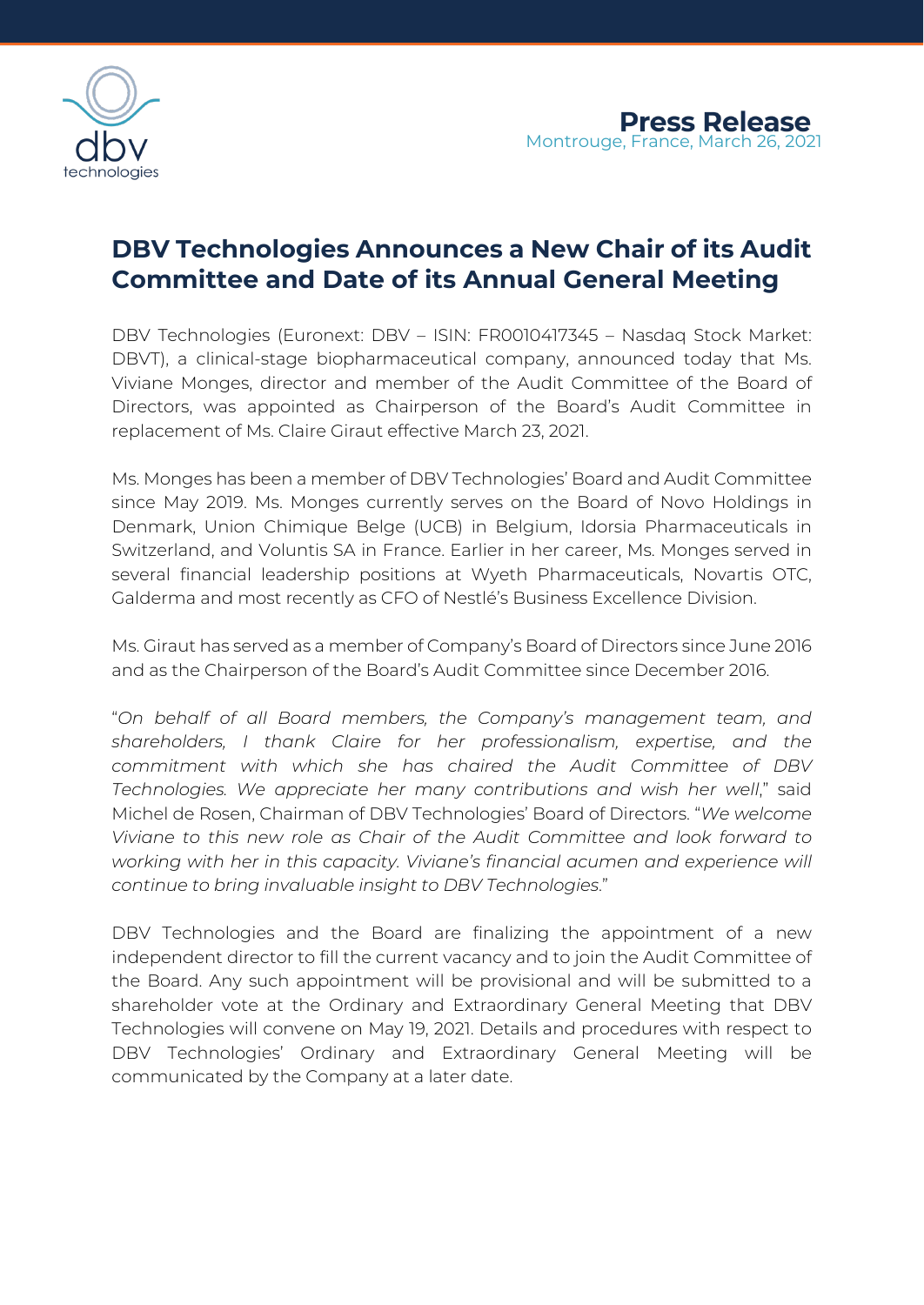**Press Release**
Montrouge, France, March 26, 2021

# DBV Technologies Announces a New Chair of its Audit Committee and Date of its Annual General Meeting

DBV Technologies (Euronext: DBV – ISIN: FR0010417345 – Nasdaq Stock Market: DBVT), a clinical-stage biopharmaceutical company, announced today that Ms. Viviane Monges, director and member of the Audit Committee of the Board of Directors, was appointed as Chairperson of the Board's Audit Committee in replacement of Ms. Claire Giraut effective March 23, 2021.

Ms. Monges has been a member of DBV Technologies' Board and Audit Committee since May 2019. Ms. Monges currently serves on the Board of Novo Holdings in Denmark, Union Chimique Belge (UCB) in Belgium, Idorsia Pharmaceuticals in Switzerland, and Voluntis SA in France. Earlier in her career, Ms. Monges served in several financial leadership positions at Wyeth Pharmaceuticals, Novartis OTC, Galderma and most recently as CFO of Nestlé's Business Excellence Division.

Ms. Giraut has served as a member of Company's Board of Directors since June 2016 and as the Chairperson of the Board's Audit Committee since December 2016.

"*On behalf of all Board members, the Company's management team, and shareholders, I thank Claire for her professionalism, expertise, and the commitment with which she has chaired the Audit Committee of DBV Technologies. We appreciate her many contributions and wish her well*," said Michel de Rosen, Chairman of DBV Technologies' Board of Directors. "*We welcome Viviane to this new role as Chair of the Audit Committee and look forward to working with her in this capacity. Viviane's financial acumen and experience will continue to bring invaluable insight to DBV Technologies.*"

DBV Technologies and the Board are finalizing the appointment of a new independent director to fill the current vacancy and to join the Audit Committee of the Board. Any such appointment will be provisional and will be submitted to a shareholder vote at the Ordinary and Extraordinary General Meeting that DBV Technologies will convene on May 19, 2021. Details and procedures with respect to DBV Technologies' Ordinary and Extraordinary General Meeting will be communicated by the Company at a later date.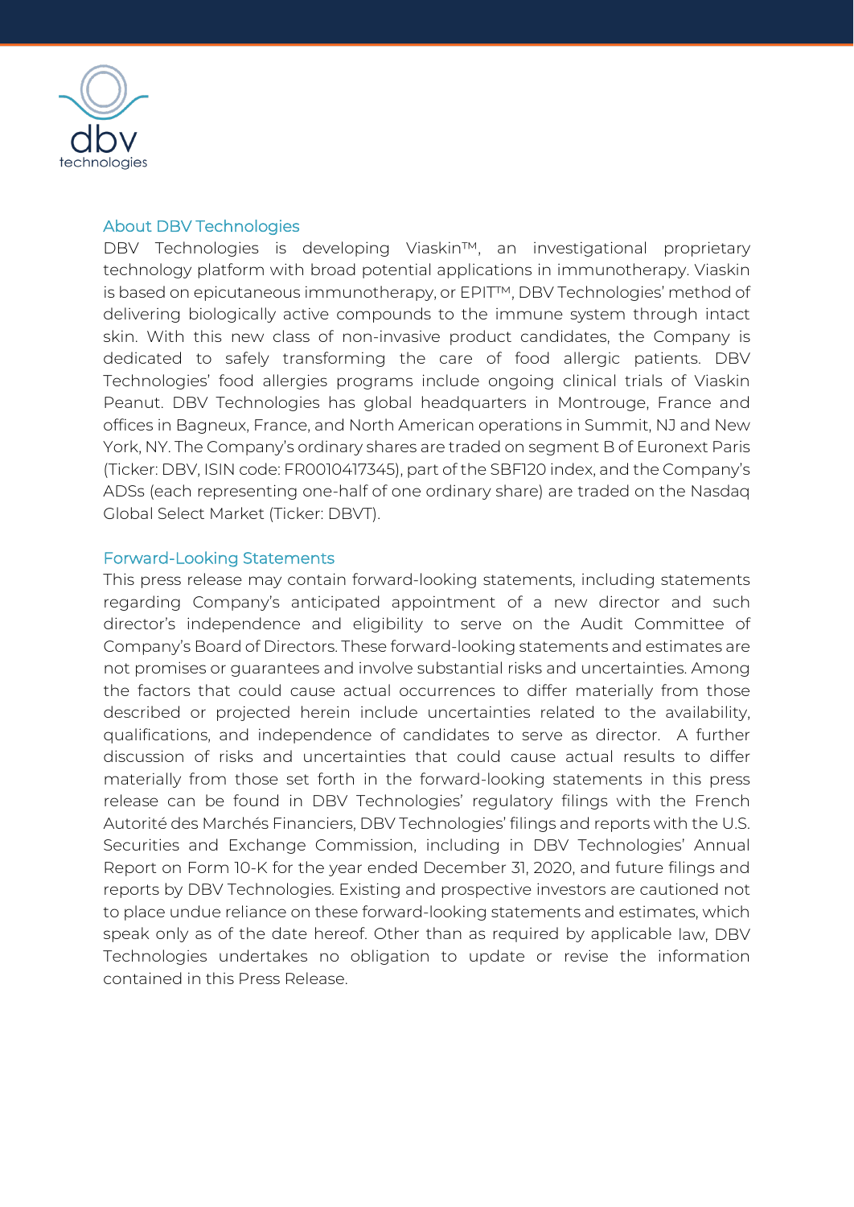## About DBV Technologies

DBV Technologies is developing Viaskin™, an investigational proprietary technology platform with broad potential applications in immunotherapy. Viaskin is based on epicutaneous immunotherapy, or EPIT™, DBV Technologies' method of delivering biologically active compounds to the immune system through intact skin. With this new class of non-invasive product candidates, the Company is dedicated to safely transforming the care of food allergic patients. DBV Technologies' food allergies programs include ongoing clinical trials of Viaskin Peanut. DBV Technologies has global headquarters in Montrouge, France and offices in Bagneux, France, and North American operations in Summit, NJ and New York, NY. The Company's ordinary shares are traded on segment B of Euronext Paris (Ticker: DBV, ISIN code: FR0010417345), part of the SBF120 index, and the Company's ADSs (each representing one-half of one ordinary share) are traded on the Nasdaq Global Select Market (Ticker: DBVT).

## Forward-Looking Statements

This press release may contain forward-looking statements, including statements regarding Company's anticipated appointment of a new director and such director's independence and eligibility to serve on the Audit Committee of Company's Board of Directors. These forward-looking statements and estimates are not promises or guarantees and involve substantial risks and uncertainties. Among the factors that could cause actual occurrences to differ materially from those described or projected herein include uncertainties related to the availability, qualifications, and independence of candidates to serve as director. A further discussion of risks and uncertainties that could cause actual results to differ materially from those set forth in the forward-looking statements in this press release can be found in DBV Technologies' regulatory filings with the French Autorité des Marchés Financiers, DBV Technologies' filings and reports with the U.S. Securities and Exchange Commission, including in DBV Technologies' Annual Report on Form 10-K for the year ended December 31, 2020, and future filings and reports by DBV Technologies. Existing and prospective investors are cautioned not to place undue reliance on these forward-looking statements and estimates, which speak only as of the date hereof. Other than as required by applicable law, DBV Technologies undertakes no obligation to update or revise the information contained in this Press Release.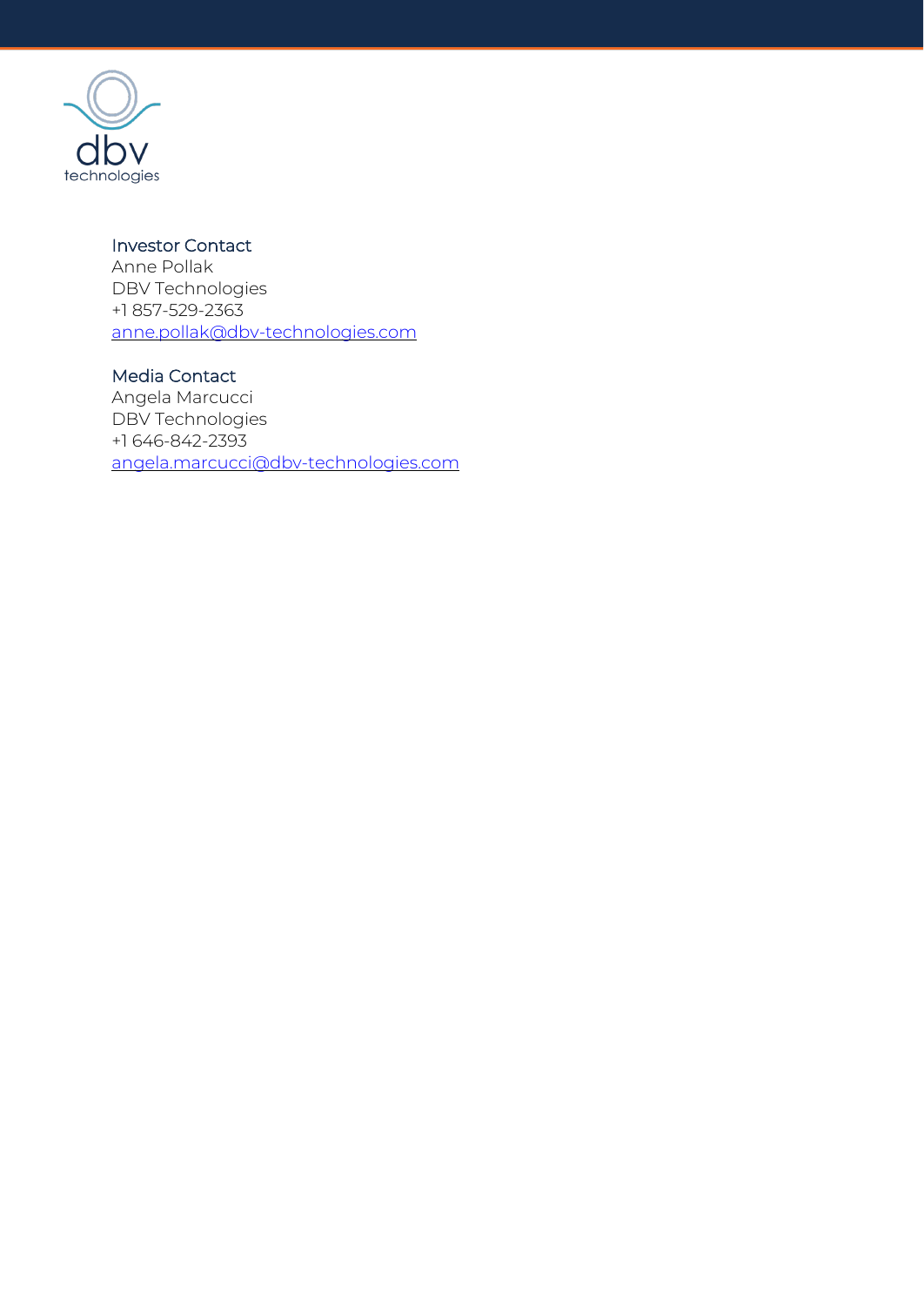Investor Contact
Anne Pollak
DBV Technologies
+1 857-529-2363
anne.pollak@dbv-technologies.com

Media Contact
Angela Marcucci
DBV Technologies
+1 646-842-2393
angela.marcucci@dbv-technologies.com